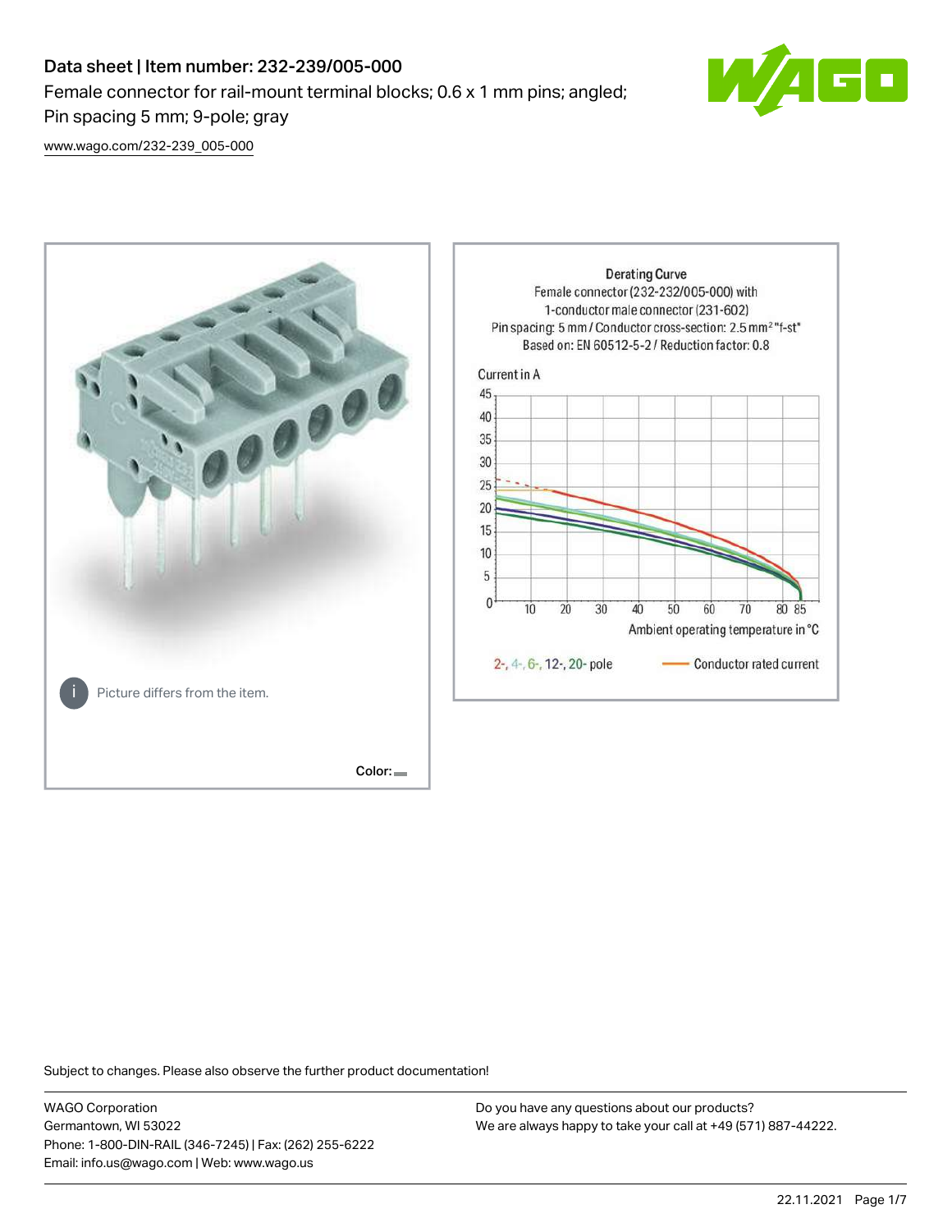# Data sheet | Item number: 232-239/005-000

Female connector for rail-mount terminal blocks; 0.6 x 1 mm pins; angled; Pin spacing 5 mm; 9-pole; gray

www.wago.com/232-239_005-000

Picture differs from the item.

Color:

Derating Curve
Female connector (232-232/005-000) with
1-conductor male connector (231-602)
Pin spacing: 5 mm / Conductor cross-section: 2.5 mm² "f-st"
Based on: EN 60512-5-2 / Reduction factor: 0.8

Current in A

45
40
35
30
25
20
15
10
5
0

10 20 30 40 50 60 70 80 85

Ambient operating temperature in °C

2-, 4-, 6-, 12-, 20- pole

Conductor rated current

Subject to changes. Please also observe the further product documentation!

WAGO Corporation
Germantown, WI 53022
Phone: 1-800-DIN-RAIL (346-7245) | Fax: (262) 255-6222
Email: info.us@wago.com | Web: www.wago.us

Do you have any questions about our products?
We are always happy to take your call at +49 (571) 887-44222.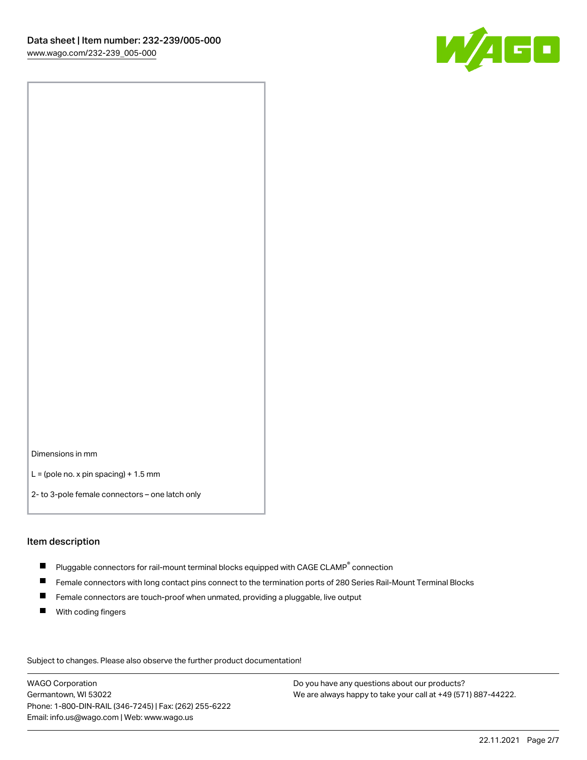Dimensions in mm

L = (pole no. x pin spacing) + 1.5 mm

2- to 3-pole female connectors – one latch only

## Item description

- Pluggable connectors for rail-mount terminal blocks equipped with CAGE CLAMP® connection
- Female connectors with long contact pins connect to the termination ports of 280 Series Rail-Mount Terminal Blocks
- Female connectors are touch-proof when unmated, providing a pluggable, live output
- With coding fingers

Subject to changes. Please also observe the further product documentation!

WAGO Corporation
Germantown, WI 53022
Phone: 1-800-DIN-RAIL (346-7245) | Fax: (262) 255-6222
Email: info.us@wago.com | Web: www.wago.us

Do you have any questions about our products?
We are always happy to take your call at +49 (571) 887-44222.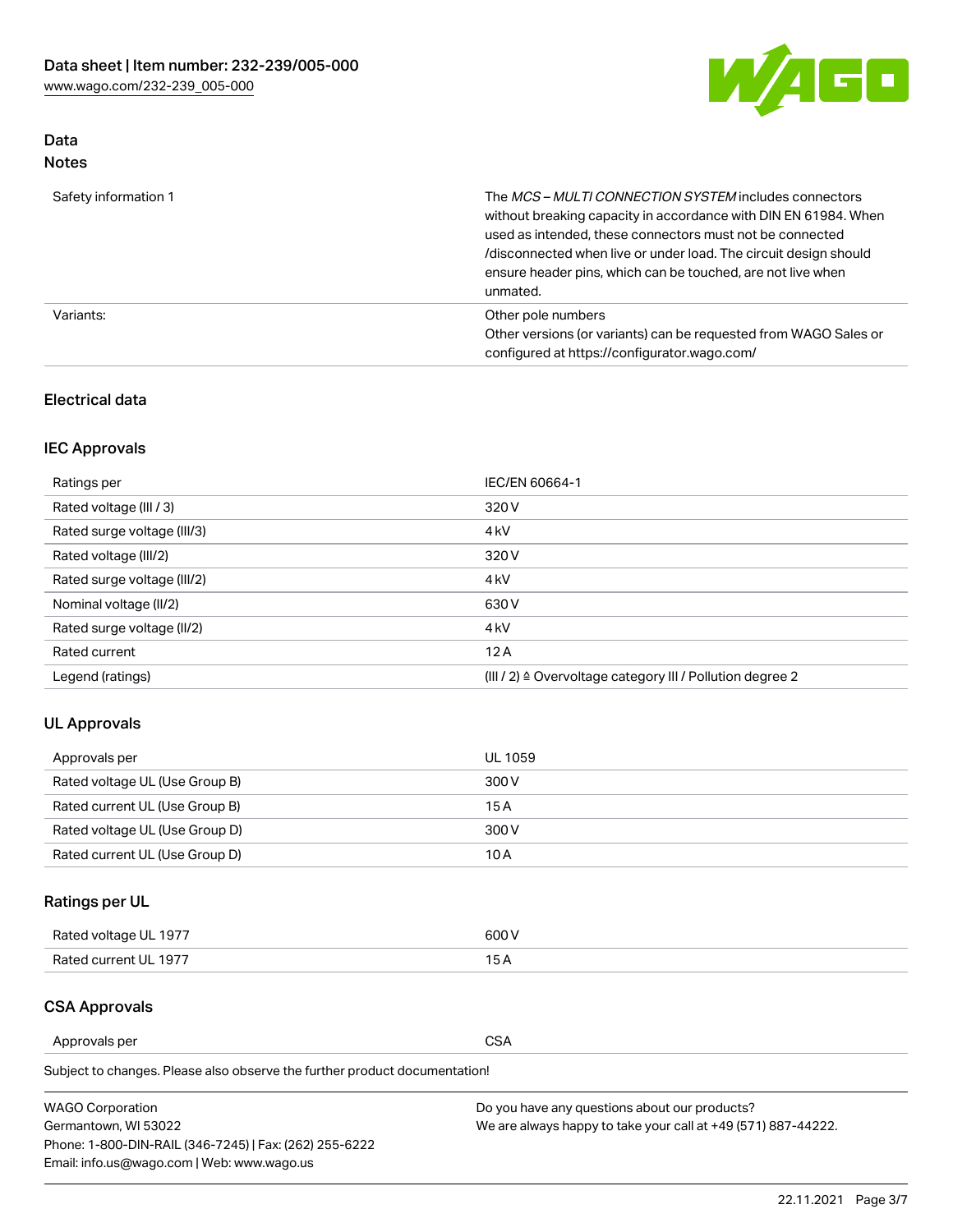## Data
### Notes

| | |
|---|---|
| Safety information 1 | The *MCS – MULTI CONNECTION SYSTEM* includes connectors without breaking capacity in accordance with DIN EN 61984. When used as intended, these connectors must not be connected /disconnected when live or under load. The circuit design should ensure header pins, which can be touched, are not live when unmated. |
| Variants: | Other pole numbers<br>Other versions (or variants) can be requested from WAGO Sales or configured at https://configurator.wago.com/ |

### Electrical data

### IEC Approvals

| | |
|---|---|
| Ratings per | IEC/EN 60664-1 |
| Rated voltage (III / 3) | 320 V |
| Rated surge voltage (III/3) | 4 kV |
| Rated voltage (III/2) | 320 V |
| Rated surge voltage (III/2) | 4 kV |
| Nominal voltage (II/2) | 630 V |
| Rated surge voltage (II/2) | 4 kV |
| Rated current | 12 A |
| Legend (ratings) | (III / 2) ≙ Overvoltage category III / Pollution degree 2 |

### UL Approvals

| | |
|---|---|
| Approvals per | UL 1059 |
| Rated voltage UL (Use Group B) | 300 V |
| Rated current UL (Use Group B) | 15 A |
| Rated voltage UL (Use Group D) | 300 V |
| Rated current UL (Use Group D) | 10 A |

### Ratings per UL

| | |
|---|---|
| Rated voltage UL 1977 | 600 V |
| Rated current UL 1977 | 15 A |

### CSA Approvals

| | |
|---|---|
| Approvals per | CSA |

Subject to changes. Please also observe the further product documentation!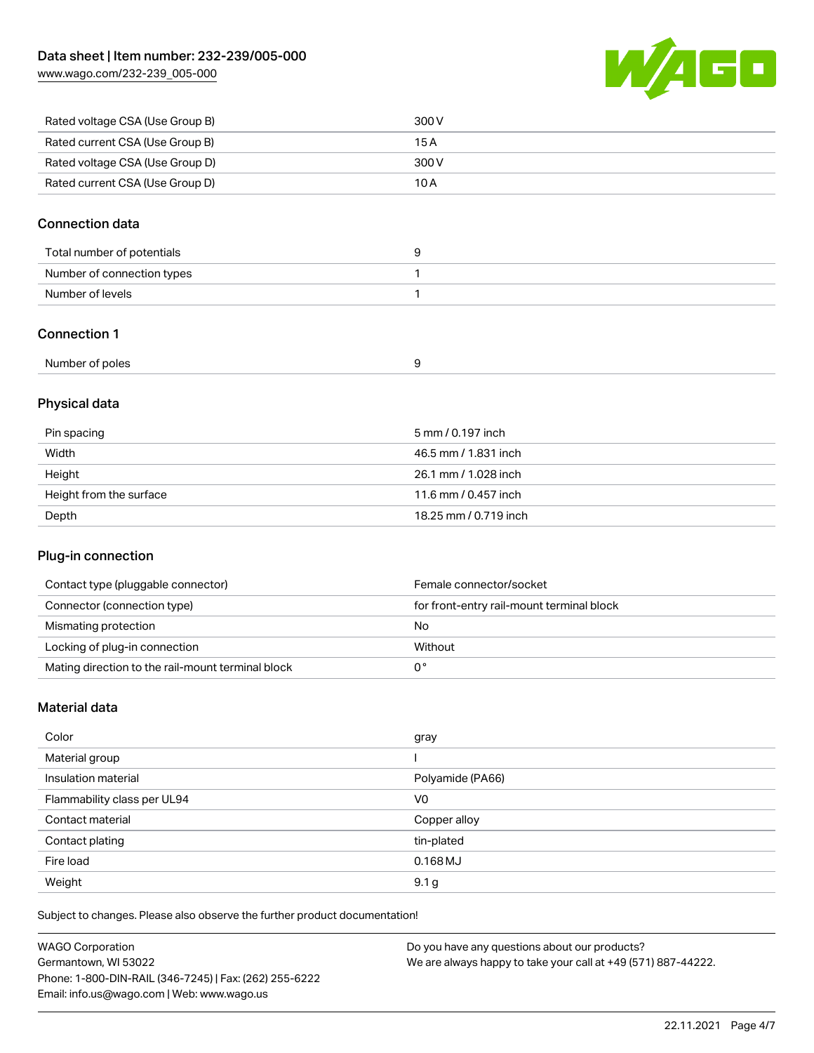| | |
|---|---|
| Rated voltage CSA (Use Group B) | 300 V |
| Rated current CSA (Use Group B) | 15 A |
| Rated voltage CSA (Use Group D) | 300 V |
| Rated current CSA (Use Group D) | 10 A |

## Connection data

| | |
|---|---|
| Total number of potentials | 9 |
| Number of connection types | 1 |
| Number of levels | 1 |

## Connection 1

| | |
|---|---|
| Number of poles | 9 |

## Physical data

| | |
|---|---|
| Pin spacing | 5 mm / 0.197 inch |
| Width | 46.5 mm / 1.831 inch |
| Height | 26.1 mm / 1.028 inch |
| Height from the surface | 11.6 mm / 0.457 inch |
| Depth | 18.25 mm / 0.719 inch |

## Plug-in connection

| | |
|---|---|
| Contact type (pluggable connector) | Female connector/socket |
| Connector (connection type) | for front-entry rail-mount terminal block |
| Mismating protection | No |
| Locking of plug-in connection | Without |
| Mating direction to the rail-mount terminal block | 0 ° |

## Material data

| | |
|---|---|
| Color | gray |
| Material group | I |
| Insulation material | Polyamide (PA66) |
| Flammability class per UL94 | V0 |
| Contact material | Copper alloy |
| Contact plating | tin-plated |
| Fire load | 0.168 MJ |
| Weight | 9.1 g |

Subject to changes. Please also observe the further product documentation!

WAGO Corporation
Germantown, WI 53022
Phone: 1-800-DIN-RAIL (346-7245) | Fax: (262) 255-6222
Email: info.us@wago.com | Web: www.wago.us

Do you have any questions about our products?
We are always happy to take your call at +49 (571) 887-44222.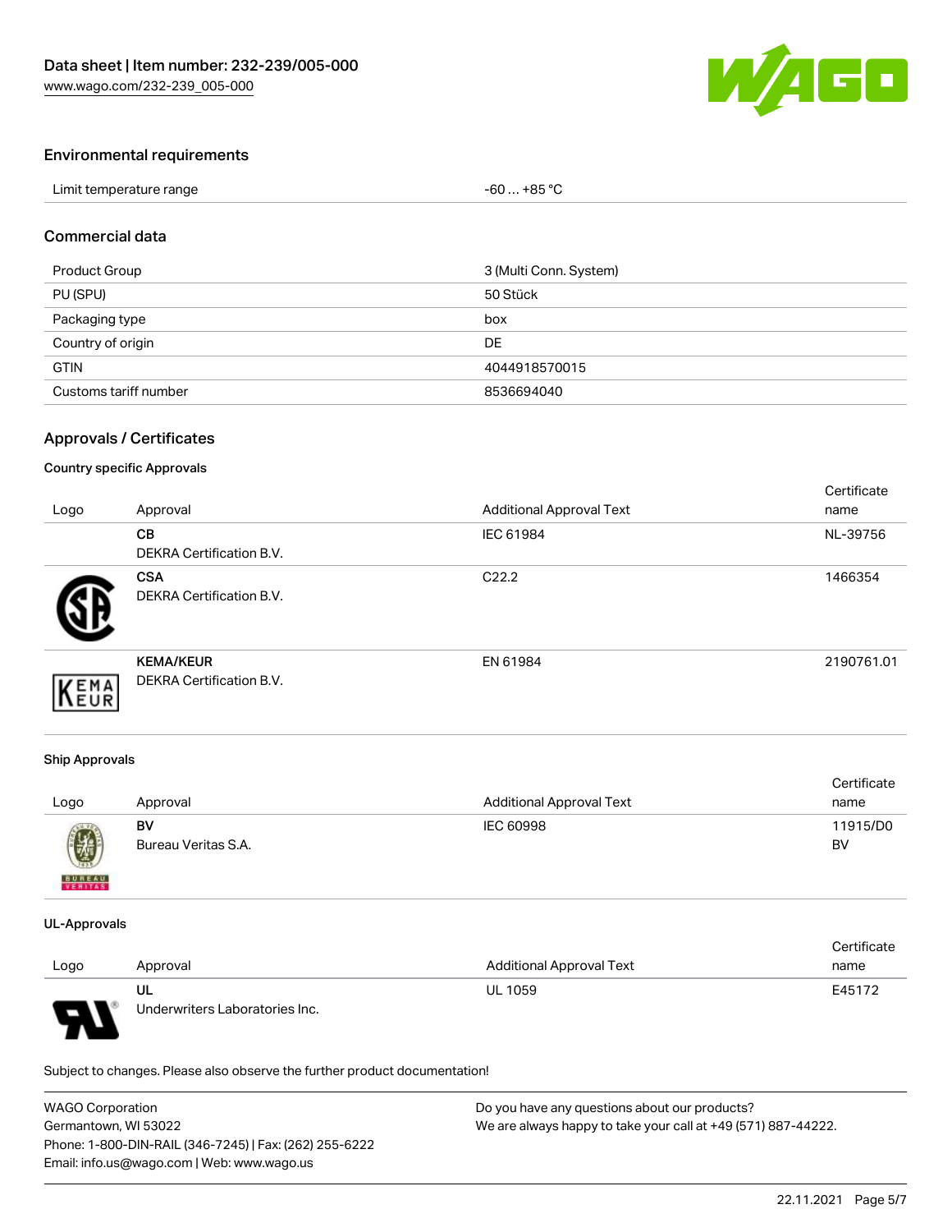## Environmental requirements

| | |
|---|---|
| Limit temperature range | -60 … +85 °C |

## Commercial data

| | |
|---|---|
| Product Group | 3 (Multi Conn. System) |
| PU (SPU) | 50 Stück |
| Packaging type | box |
| Country of origin | DE |
| GTIN | 4044918570015 |
| Customs tariff number | 8536694040 |

## Approvals / Certificates

### Country specific Approvals

| Logo | Approval | Additional Approval Text | Certificate name |
|---|---|---|---|
| | **CB** DEKRA Certification B.V. | IEC 61984 | NL-39756 |
| | **CSA** DEKRA Certification B.V. | C22.2 | 1466354 |
| | **KEMA/KEUR** DEKRA Certification B.V. | EN 61984 | 2190761.01 |

### Ship Approvals

| Logo | Approval | Additional Approval Text | Certificate name |
|---|---|---|---|
| | **BV** Bureau Veritas S.A. | IEC 60998 | 11915/D0 BV |

### UL-Approvals

| Logo | Approval | Additional Approval Text | Certificate name |
|---|---|---|---|
| | **UL** Underwriters Laboratories Inc. | UL 1059 | E45172 |

Subject to changes. Please also observe the further product documentation!

WAGO Corporation
Germantown, WI 53022
Phone: 1-800-DIN-RAIL (346-7245) | Fax: (262) 255-6222
Email: info.us@wago.com | Web: www.wago.us

Do you have any questions about our products?
We are always happy to take your call at +49 (571) 887-44222.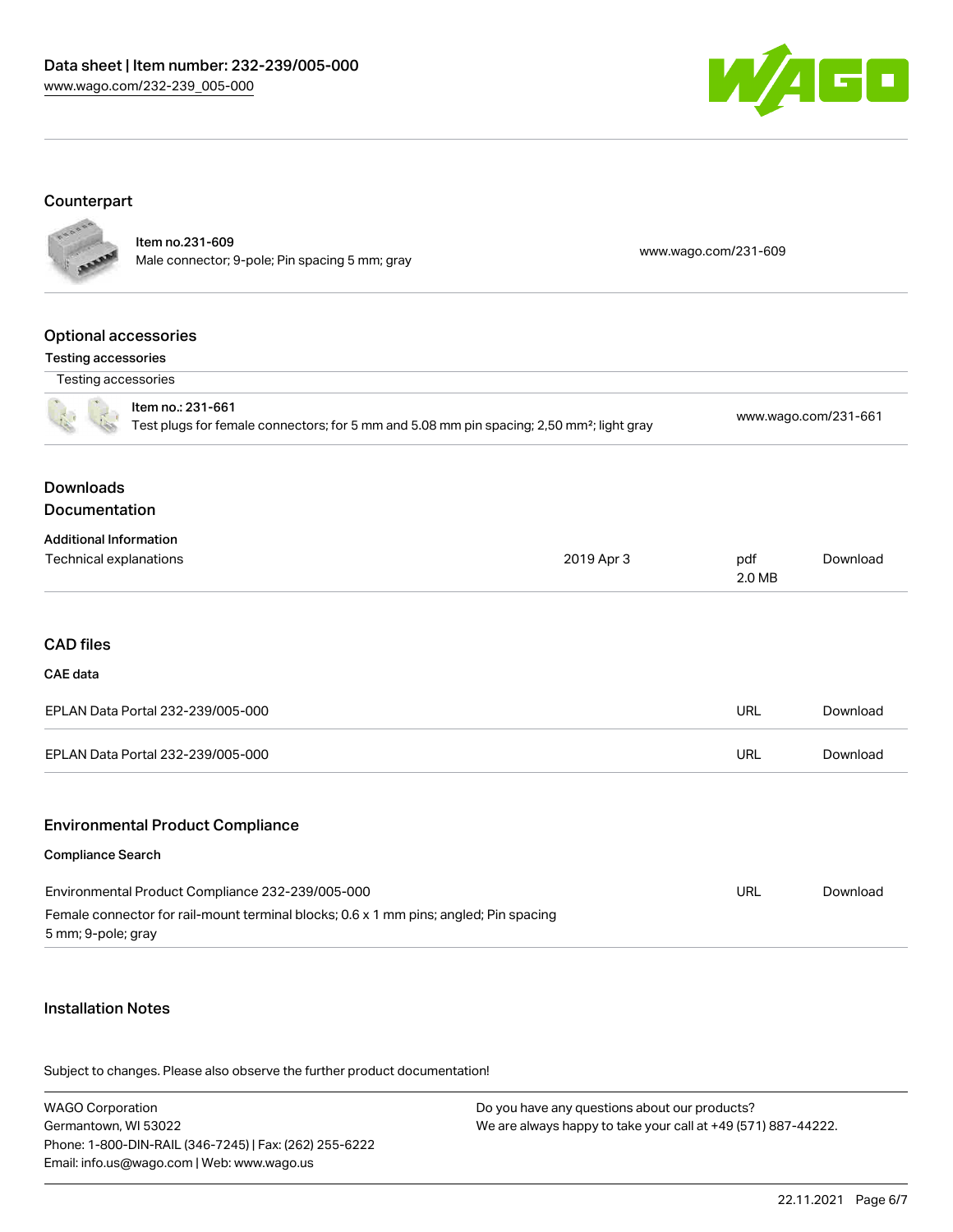## Counterpart

| | | |
|---|---|---|
| Item no.231-609<br>Male connector; 9-pole; Pin spacing 5 mm; gray | www.wago.com/231-609 |

## Optional accessories

### Testing accessories

| Testing accessories | |
|---|---|
| Item no.: 231-661<br>Test plugs for female connectors; for 5 mm and 5.08 mm pin spacing; 2,50 mm²; light gray | www.wago.com/231-661 |

## Downloads

### Documentation

| Additional Information | | | |
|---|---|---|---|
| Technical explanations | 2019 Apr 3 | pdf<br>2.0 MB | Download |

### CAD files

#### CAE data

| | | |
|---|---|---|
| EPLAN Data Portal 232-239/005-000 | URL | Download |
| EPLAN Data Portal 232-239/005-000 | URL | Download |

### Environmental Product Compliance

#### Compliance Search

| | | |
|---|---|---|
| Environmental Product Compliance 232-239/005-000<br>Female connector for rail-mount terminal blocks; 0.6 x 1 mm pins; angled; Pin spacing 5 mm; 9-pole; gray | URL | Download |

## Installation Notes

Subject to changes. Please also observe the further product documentation!

WAGO Corporation
Germantown, WI 53022
Phone: 1-800-DIN-RAIL (346-7245) | Fax: (262) 255-6222
Email: info.us@wago.com | Web: www.wago.us

Do you have any questions about our products?
We are always happy to take your call at +49 (571) 887-44222.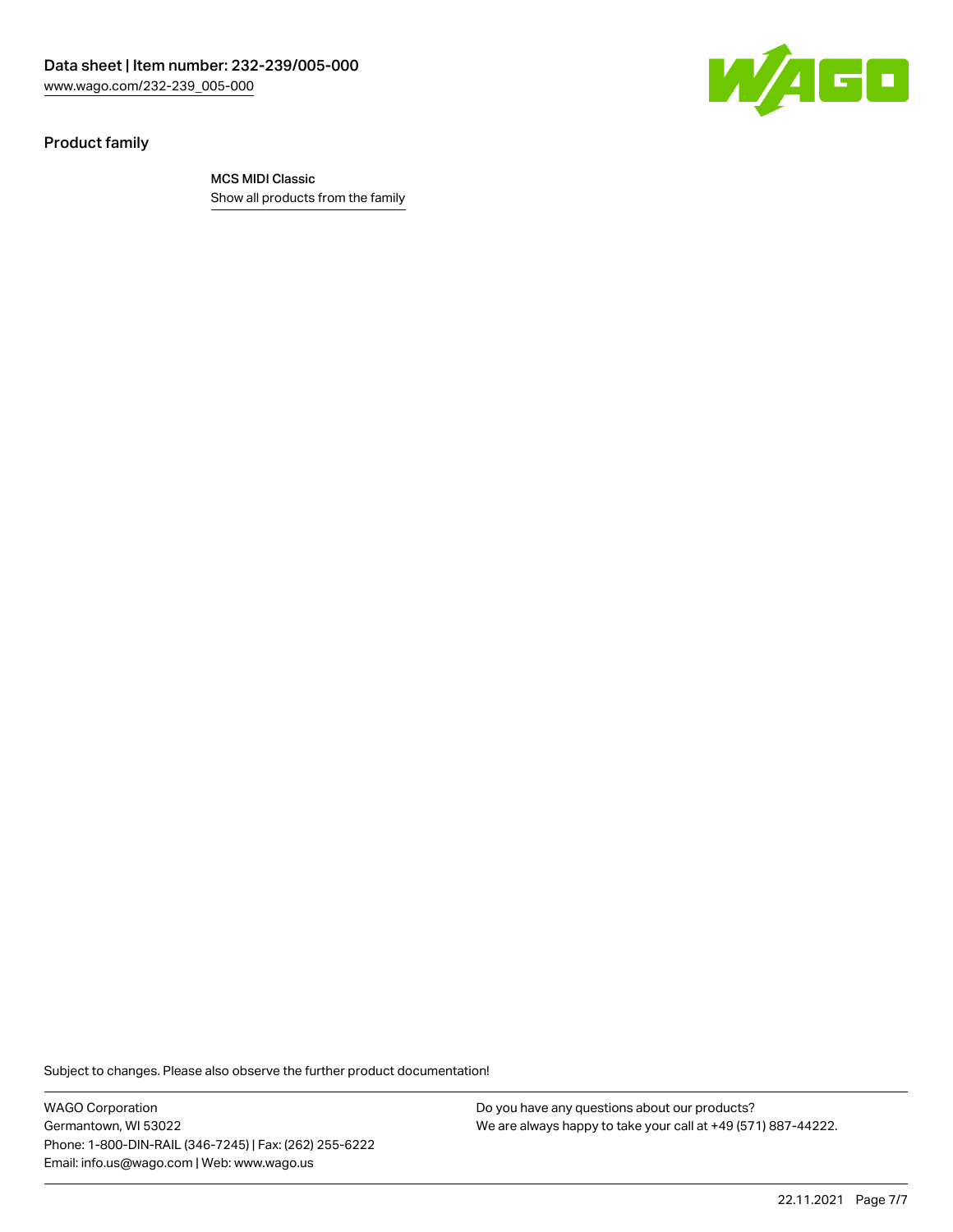## Product family

**MCS MIDI Classic**

Show all products from the family

Subject to changes. Please also observe the further product documentation!

WAGO Corporation
Germantown, WI 53022
Phone: 1-800-DIN-RAIL (346-7245) | Fax: (262) 255-6222
Email: info.us@wago.com | Web: www.wago.us

Do you have any questions about our products?
We are always happy to take your call at +49 (571) 887-44222.